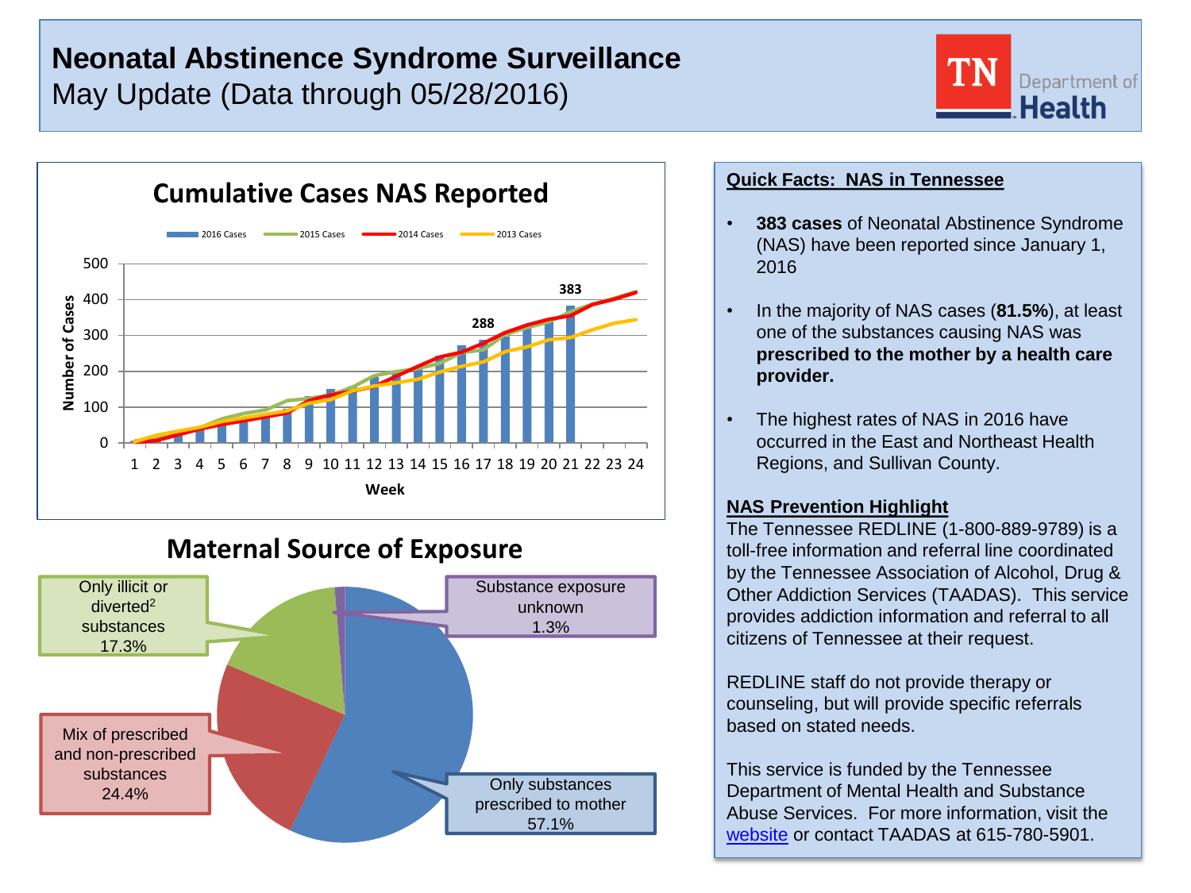# Neonatal Abstinence Syndrome Surveillance

May Update (Data through 05/28/2016)

TN Department of Health

## Cumulative Cases NAS Reported

2016 Cases
2015 Cases
2014 Cases
2013 Cases

Number of Cases

500
400
300
200
100
0

1 2 3 4 5 6 7 8 9 10 11 12 13 14 15 16 17 18 19 20 21 22 23 24

Week

288

383

## Maternal Source of Exposure

Only illicit or diverted[2] substances 17.3%

Substance exposure unknown 1.3%

Mix of prescribed and non-prescribed substances 24.4%

Only substances prescribed to mother 57.1%

## Quick Facts: NAS in Tennessee

- **383 cases** of Neonatal Abstinence Syndrome (NAS) have been reported since January 1, 2016
- In the majority of NAS cases (**81.5%**), at least one of the substances causing NAS was **prescribed to the mother by a health care provider.**
- The highest rates of NAS in 2016 have occurred in the East and Northeast Health Regions, and Sullivan County.

## NAS Prevention Highlight

The Tennessee REDLINE (1-800-889-9789) is a toll-free information and referral line coordinated by the Tennessee Association of Alcohol, Drug & Other Addiction Services (TAADAS). This service provides addiction information and referral to all citizens of Tennessee at their request.

REDLINE staff do not provide therapy or counseling, but will provide specific referrals based on stated needs.

This service is funded by the Tennessee Department of Mental Health and Substance Abuse Services. For more information, visit the website or contact TAADAS at 615-780-5901.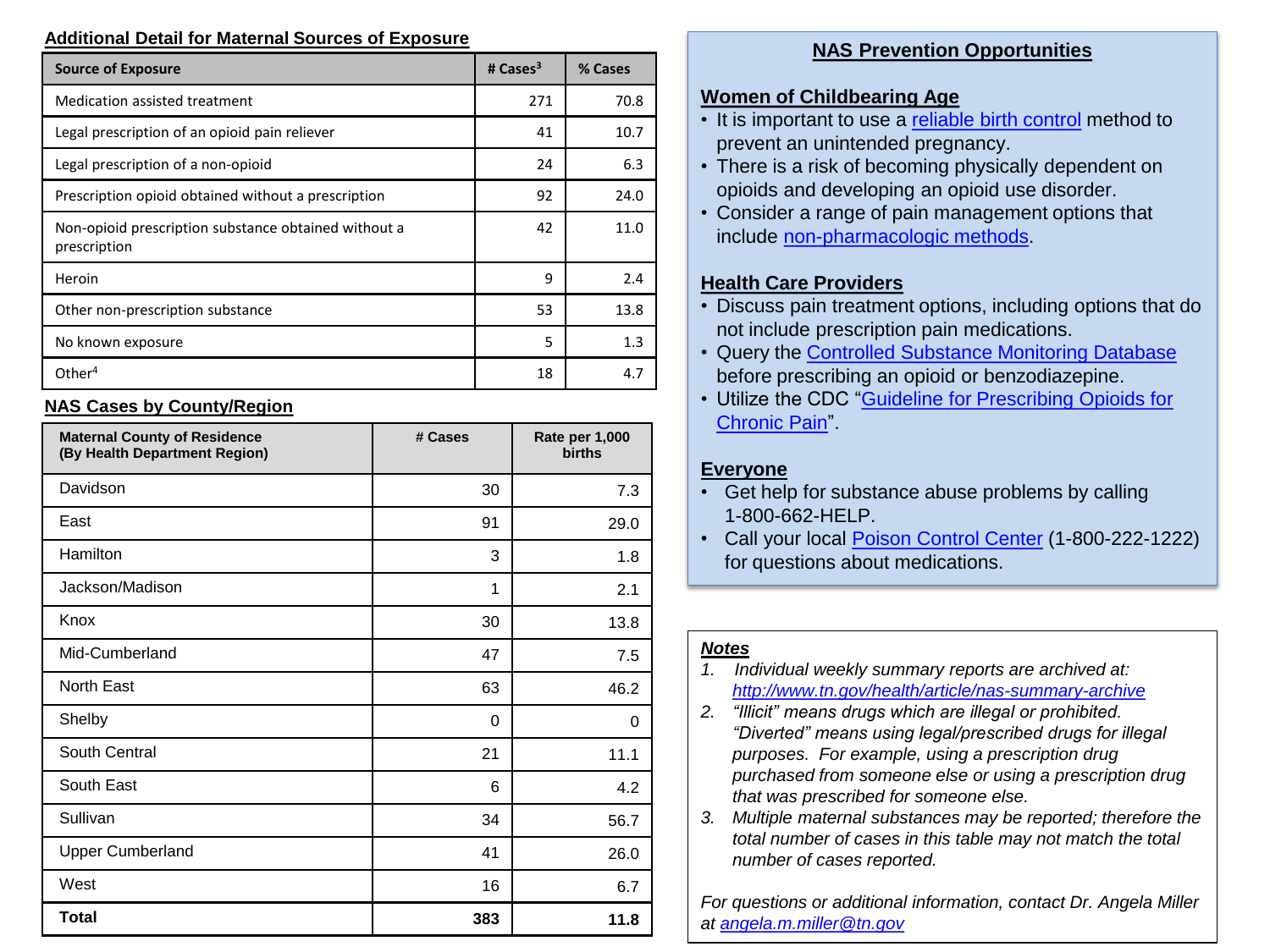## Additional Detail for Maternal Sources of Exposure

| Source of Exposure | # Cases[3] | % Cases |
|---|---|---|
| Medication assisted treatment | 271 | 70.8 |
| Legal prescription of an opioid pain reliever | 41 | 10.7 |
| Legal prescription of a non-opioid | 24 | 6.3 |
| Prescription opioid obtained without a prescription | 92 | 24.0 |
| Non-opioid prescription substance obtained without a prescription | 42 | 11.0 |
| Heroin | 9 | 2.4 |
| Other non-prescription substance | 53 | 13.8 |
| No known exposure | 5 | 1.3 |
| Other[4] | 18 | 4.7 |

## NAS Cases by County/Region

| Maternal County of Residence (By Health Department Region) | # Cases | Rate per 1,000 births |
|---|---|---|
| Davidson | 30 | 7.3 |
| East | 91 | 29.0 |
| Hamilton | 3 | 1.8 |
| Jackson/Madison | 1 | 2.1 |
| Knox | 30 | 13.8 |
| Mid-Cumberland | 47 | 7.5 |
| North East | 63 | 46.2 |
| Shelby | 0 | 0 |
| South Central | 21 | 11.1 |
| South East | 6 | 4.2 |
| Sullivan | 34 | 56.7 |
| Upper Cumberland | 41 | 26.0 |
| West | 16 | 6.7 |
| **Total** | **383** | **11.8** |

## NAS Prevention Opportunities

### Women of Childbearing Age

- It is important to use a reliable birth control method to prevent an unintended pregnancy.
- There is a risk of becoming physically dependent on opioids and developing an opioid use disorder.
- Consider a range of pain management options that include non-pharmacologic methods.

### Health Care Providers

- Discuss pain treatment options, including options that do not include prescription pain medications.
- Query the Controlled Substance Monitoring Database before prescribing an opioid or benzodiazepine.
- Utilize the CDC "Guideline for Prescribing Opioids for Chronic Pain".

### Everyone

- Get help for substance abuse problems by calling 1-800-662-HELP.
- Call your local Poison Control Center (1-800-222-1222) for questions about medications.

### *Notes*

1. *Individual weekly summary reports are archived at: http://www.tn.gov/health/article/nas-summary-archive*
2. *"Illicit" means drugs which are illegal or prohibited. "Diverted" means using legal/prescribed drugs for illegal purposes. For example, using a prescription drug purchased from someone else or using a prescription drug that was prescribed for someone else.*
3. *Multiple maternal substances may be reported; therefore the total number of cases in this table may not match the total number of cases reported.*

*For questions or additional information, contact Dr. Angela Miller at angela.m.miller@tn.gov*